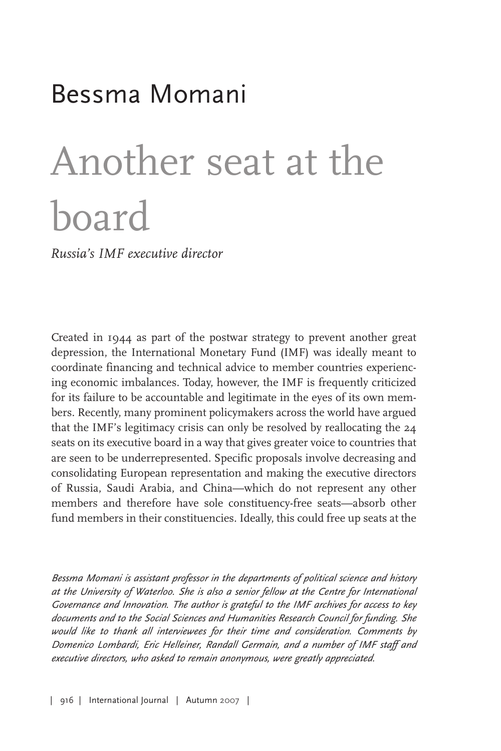# Bessma Momani

# Another seat at the board

*Russia's IMF executive director*

Created in 1944 as part of the postwar strategy to prevent another great depression, the International Monetary Fund (IMF) was ideally meant to coordinate financing and technical advice to member countries experiencing economic imbalances. Today, however, the IMF is frequently criticized for its failure to be accountable and legitimate in the eyes of its own members. Recently, many prominent policymakers across the world have argued that the IMF's legitimacy crisis can only be resolved by reallocating the 24 seats on its executive board in a way that gives greater voice to countries that are seen to be underrepresented. Specific proposals involve decreasing and consolidating European representation and making the executive directors of Russia, Saudi Arabia, and China—which do not represent any other members and therefore have sole constituency-free seats—absorb other fund members in their constituencies. Ideally, this could free up seats at the

*Bessma Momani is assistant professor in the departments of political science and history at the University of Waterloo. She is also a senior fellow at the Centre for International Governance and Innovation. The author is grateful to the IMF archives for access to key documents and to the Social Sciences and Humanities Research Council for funding. She would like to thank all interviewees for their time and consideration. Comments by Domenico Lombardi, Eric Helleiner, Randall Germain, and a number of IMF staff and executive directors, who asked to remain anonymous, were greatly appreciated.*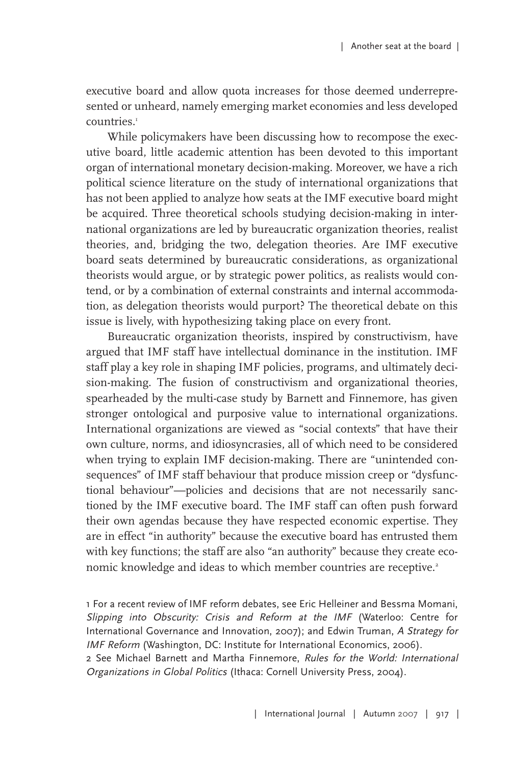executive board and allow quota increases for those deemed underrepresented or unheard, namely emerging market economies and less developed countries.[1]

While policymakers have been discussing how to recompose the executive board, little academic attention has been devoted to this important organ of international monetary decision-making. Moreover, we have a rich political science literature on the study of international organizations that has not been applied to analyze how seats at the IMF executive board might be acquired. Three theoretical schools studying decision-making in international organizations are led by bureaucratic organization theories, realist theories, and, bridging the two, delegation theories. Are IMF executive board seats determined by bureaucratic considerations, as organizational theorists would argue, or by strategic power politics, as realists would contend, or by a combination of external constraints and internal accommodation, as delegation theorists would purport? The theoretical debate on this issue is lively, with hypothesizing taking place on every front.

Bureaucratic organization theorists, inspired by constructivism, have argued that IMF staff have intellectual dominance in the institution. IMF staff play a key role in shaping IMF policies, programs, and ultimately decision-making. The fusion of constructivism and organizational theories, spearheaded by the multi-case study by Barnett and Finnemore, has given stronger ontological and purposive value to international organizations. International organizations are viewed as "social contexts" that have their own culture, norms, and idiosyncrasies, all of which need to be considered when trying to explain IMF decision-making. There are "unintended consequences" of IMF staff behaviour that produce mission creep or "dysfunctional behaviour"—policies and decisions that are not necessarily sanctioned by the IMF executive board. The IMF staff can often push forward their own agendas because they have respected economic expertise. They are in effect "in authority" because the executive board has entrusted them with key functions; the staff are also "an authority" because they create economic knowledge and ideas to which member countries are receptive.[2]

1 For a recent review of IMF reform debates, see Eric Helleiner and Bessma Momani, *Slipping into Obscurity: Crisis and Reform at the IMF* (Waterloo: Centre for International Governance and Innovation, 2007); and Edwin Truman, *A Strategy for IMF Reform* (Washington, DC: Institute for International Economics, 2006).

2 See Michael Barnett and Martha Finnemore, *Rules for the World: International Organizations in Global Politics* (Ithaca: Cornell University Press, 2004).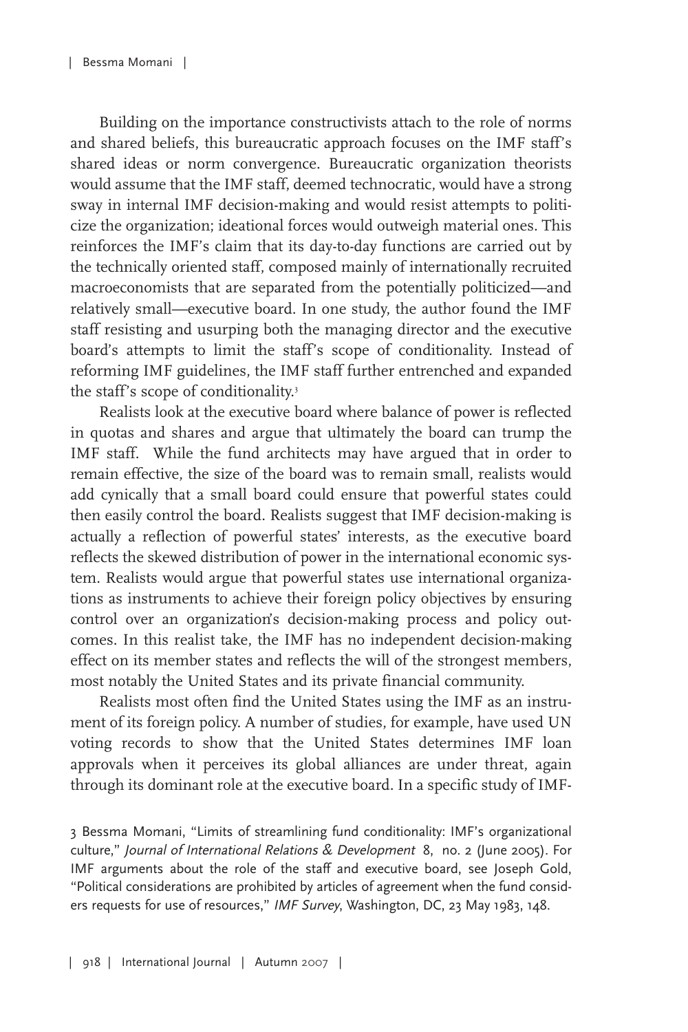Building on the importance constructivists attach to the role of norms and shared beliefs, this bureaucratic approach focuses on the IMF staff's shared ideas or norm convergence. Bureaucratic organization theorists would assume that the IMF staff, deemed technocratic, would have a strong sway in internal IMF decision-making and would resist attempts to politicize the organization; ideational forces would outweigh material ones. This reinforces the IMF's claim that its day-to-day functions are carried out by the technically oriented staff, composed mainly of internationally recruited macroeconomists that are separated from the potentially politicized—and relatively small—executive board. In one study, the author found the IMF staff resisting and usurping both the managing director and the executive board's attempts to limit the staff's scope of conditionality. Instead of reforming IMF guidelines, the IMF staff further entrenched and expanded the staff's scope of conditionality.[3]

Realists look at the executive board where balance of power is reflected in quotas and shares and argue that ultimately the board can trump the IMF staff. While the fund architects may have argued that in order to remain effective, the size of the board was to remain small, realists would add cynically that a small board could ensure that powerful states could then easily control the board. Realists suggest that IMF decision-making is actually a reflection of powerful states' interests, as the executive board reflects the skewed distribution of power in the international economic system. Realists would argue that powerful states use international organizations as instruments to achieve their foreign policy objectives by ensuring control over an organization's decision-making process and policy outcomes. In this realist take, the IMF has no independent decision-making effect on its member states and reflects the will of the strongest members, most notably the United States and its private financial community.

Realists most often find the United States using the IMF as an instrument of its foreign policy. A number of studies, for example, have used UN voting records to show that the United States determines IMF loan approvals when it perceives its global alliances are under threat, again through its dominant role at the executive board. In a specific study of IMF-

3 Bessma Momani, "Limits of streamlining fund conditionality: IMF's organizational culture," *Journal of International Relations & Development* 8, no. 2 (June 2005). For IMF arguments about the role of the staff and executive board, see Joseph Gold, "Political considerations are prohibited by articles of agreement when the fund considers requests for use of resources," *IMF Survey*, Washington, DC, 23 May 1983, 148.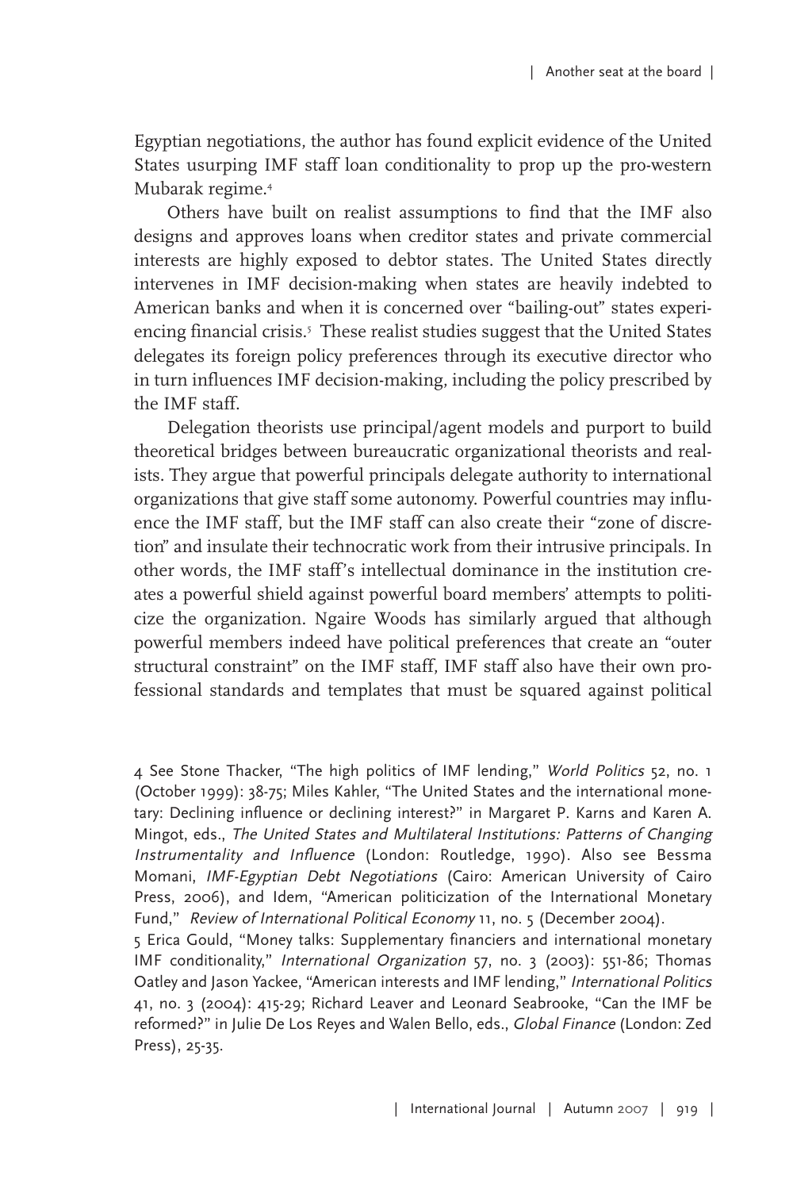Egyptian negotiations, the author has found explicit evidence of the United States usurping IMF staff loan conditionality to prop up the pro-western Mubarak regime.[4]

Others have built on realist assumptions to find that the IMF also designs and approves loans when creditor states and private commercial interests are highly exposed to debtor states. The United States directly intervenes in IMF decision-making when states are heavily indebted to American banks and when it is concerned over "bailing-out" states experiencing financial crisis.[5] These realist studies suggest that the United States delegates its foreign policy preferences through its executive director who in turn influences IMF decision-making, including the policy prescribed by the IMF staff.

Delegation theorists use principal/agent models and purport to build theoretical bridges between bureaucratic organizational theorists and realists. They argue that powerful principals delegate authority to international organizations that give staff some autonomy. Powerful countries may influence the IMF staff, but the IMF staff can also create their "zone of discretion" and insulate their technocratic work from their intrusive principals. In other words, the IMF staff's intellectual dominance in the institution creates a powerful shield against powerful board members' attempts to politicize the organization. Ngaire Woods has similarly argued that although powerful members indeed have political preferences that create an "outer structural constraint" on the IMF staff, IMF staff also have their own professional standards and templates that must be squared against political

4 See Stone Thacker, "The high politics of IMF lending," *World Politics* 52, no. 1 (October 1999): 38-75; Miles Kahler, "The United States and the international monetary: Declining influence or declining interest?" in Margaret P. Karns and Karen A. Mingot, eds., *The United States and Multilateral Institutions: Patterns of Changing Instrumentality and Influence* (London: Routledge, 1990). Also see Bessma Momani, *IMF-Egyptian Debt Negotiations* (Cairo: American University of Cairo Press, 2006), and Idem, "American politicization of the International Monetary Fund," *Review of International Political Economy* 11, no. 5 (December 2004).

5 Erica Gould, "Money talks: Supplementary financiers and international monetary IMF conditionality," *International Organization* 57, no. 3 (2003): 551-86; Thomas Oatley and Jason Yackee, "American interests and IMF lending," *International Politics* 41, no. 3 (2004): 415-29; Richard Leaver and Leonard Seabrooke, "Can the IMF be reformed?" in Julie De Los Reyes and Walen Bello, eds., *Global Finance* (London: Zed Press), 25-35.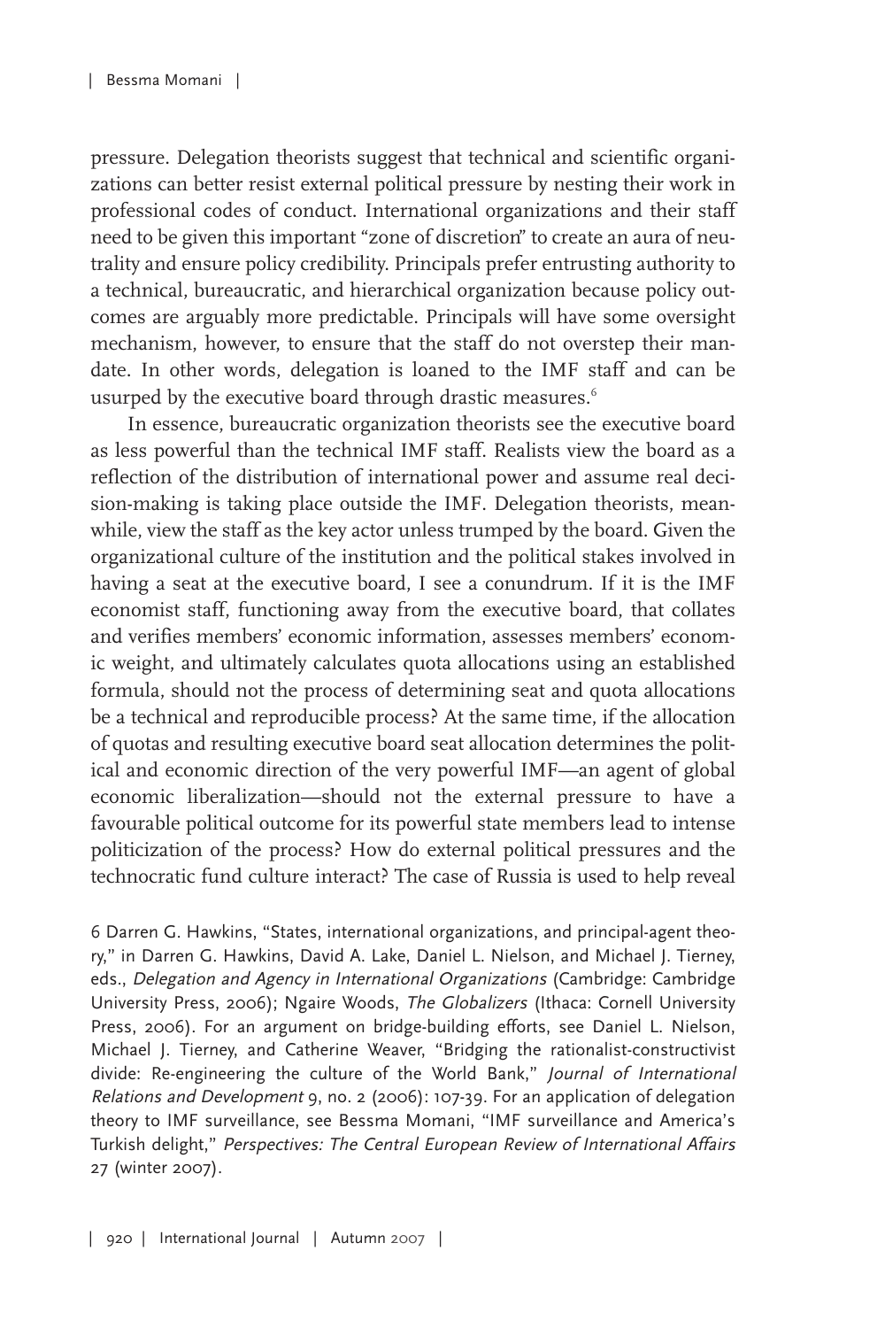pressure. Delegation theorists suggest that technical and scientific organizations can better resist external political pressure by nesting their work in professional codes of conduct. International organizations and their staff need to be given this important "zone of discretion" to create an aura of neutrality and ensure policy credibility. Principals prefer entrusting authority to a technical, bureaucratic, and hierarchical organization because policy outcomes are arguably more predictable. Principals will have some oversight mechanism, however, to ensure that the staff do not overstep their mandate. In other words, delegation is loaned to the IMF staff and can be usurped by the executive board through drastic measures.[6]

In essence, bureaucratic organization theorists see the executive board as less powerful than the technical IMF staff. Realists view the board as a reflection of the distribution of international power and assume real decision-making is taking place outside the IMF. Delegation theorists, meanwhile, view the staff as the key actor unless trumped by the board. Given the organizational culture of the institution and the political stakes involved in having a seat at the executive board, I see a conundrum. If it is the IMF economist staff, functioning away from the executive board, that collates and verifies members' economic information, assesses members' economic weight, and ultimately calculates quota allocations using an established formula, should not the process of determining seat and quota allocations be a technical and reproducible process? At the same time, if the allocation of quotas and resulting executive board seat allocation determines the political and economic direction of the very powerful IMF—an agent of global economic liberalization—should not the external pressure to have a favourable political outcome for its powerful state members lead to intense politicization of the process? How do external political pressures and the technocratic fund culture interact? The case of Russia is used to help reveal

6 Darren G. Hawkins, "States, international organizations, and principal-agent theory," in Darren G. Hawkins, David A. Lake, Daniel L. Nielson, and Michael J. Tierney, eds., *Delegation and Agency in International Organizations* (Cambridge: Cambridge University Press, 2006); Ngaire Woods, *The Globalizers* (Ithaca: Cornell University Press, 2006). For an argument on bridge-building efforts, see Daniel L. Nielson, Michael J. Tierney, and Catherine Weaver, "Bridging the rationalist-constructivist divide: Re-engineering the culture of the World Bank," *Journal of International Relations and Development* 9, no. 2 (2006): 107-39. For an application of delegation theory to IMF surveillance, see Bessma Momani, "IMF surveillance and America's Turkish delight," *Perspectives: The Central European Review of International Affairs* 27 (winter 2007).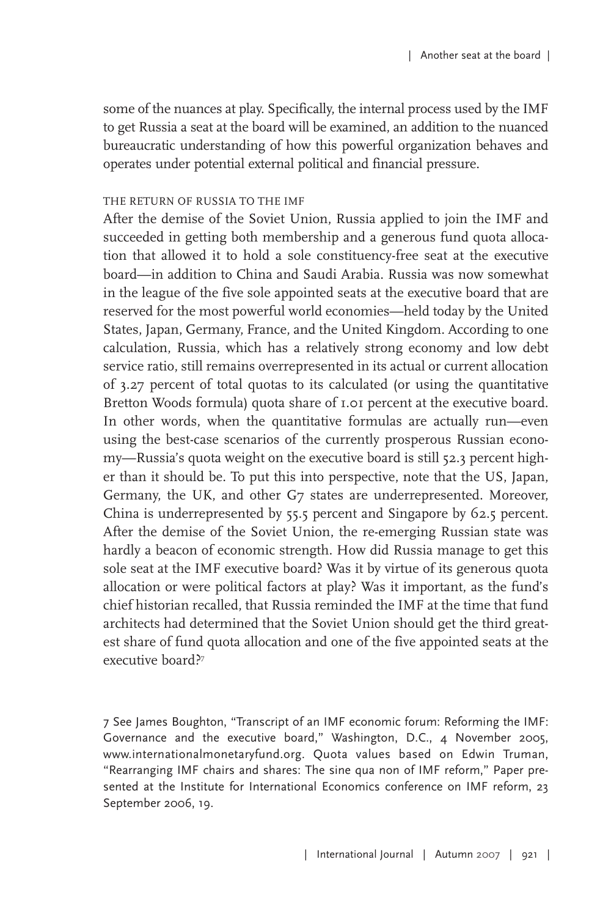some of the nuances at play. Specifically, the internal process used by the IMF to get Russia a seat at the board will be examined, an addition to the nuanced bureaucratic understanding of how this powerful organization behaves and operates under potential external political and financial pressure.

## THE RETURN OF RUSSIA TO THE IMF

After the demise of the Soviet Union, Russia applied to join the IMF and succeeded in getting both membership and a generous fund quota allocation that allowed it to hold a sole constituency-free seat at the executive board—in addition to China and Saudi Arabia. Russia was now somewhat in the league of the five sole appointed seats at the executive board that are reserved for the most powerful world economies—held today by the United States, Japan, Germany, France, and the United Kingdom. According to one calculation, Russia, which has a relatively strong economy and low debt service ratio, still remains overrepresented in its actual or current allocation of 3.27 percent of total quotas to its calculated (or using the quantitative Bretton Woods formula) quota share of 1.01 percent at the executive board. In other words, when the quantitative formulas are actually run—even using the best-case scenarios of the currently prosperous Russian economy—Russia's quota weight on the executive board is still 52.3 percent higher than it should be. To put this into perspective, note that the US, Japan, Germany, the UK, and other G7 states are underrepresented. Moreover, China is underrepresented by 55.5 percent and Singapore by 62.5 percent. After the demise of the Soviet Union, the re-emerging Russian state was hardly a beacon of economic strength. How did Russia manage to get this sole seat at the IMF executive board? Was it by virtue of its generous quota allocation or were political factors at play? Was it important, as the fund's chief historian recalled, that Russia reminded the IMF at the time that fund architects had determined that the Soviet Union should get the third greatest share of fund quota allocation and one of the five appointed seats at the executive board?[7]

7 See James Boughton, "Transcript of an IMF economic forum: Reforming the IMF: Governance and the executive board," Washington, D.C., 4 November 2005, www.internationalmonetaryfund.org. Quota values based on Edwin Truman, "Rearranging IMF chairs and shares: The sine qua non of IMF reform," Paper presented at the Institute for International Economics conference on IMF reform, 23 September 2006, 19.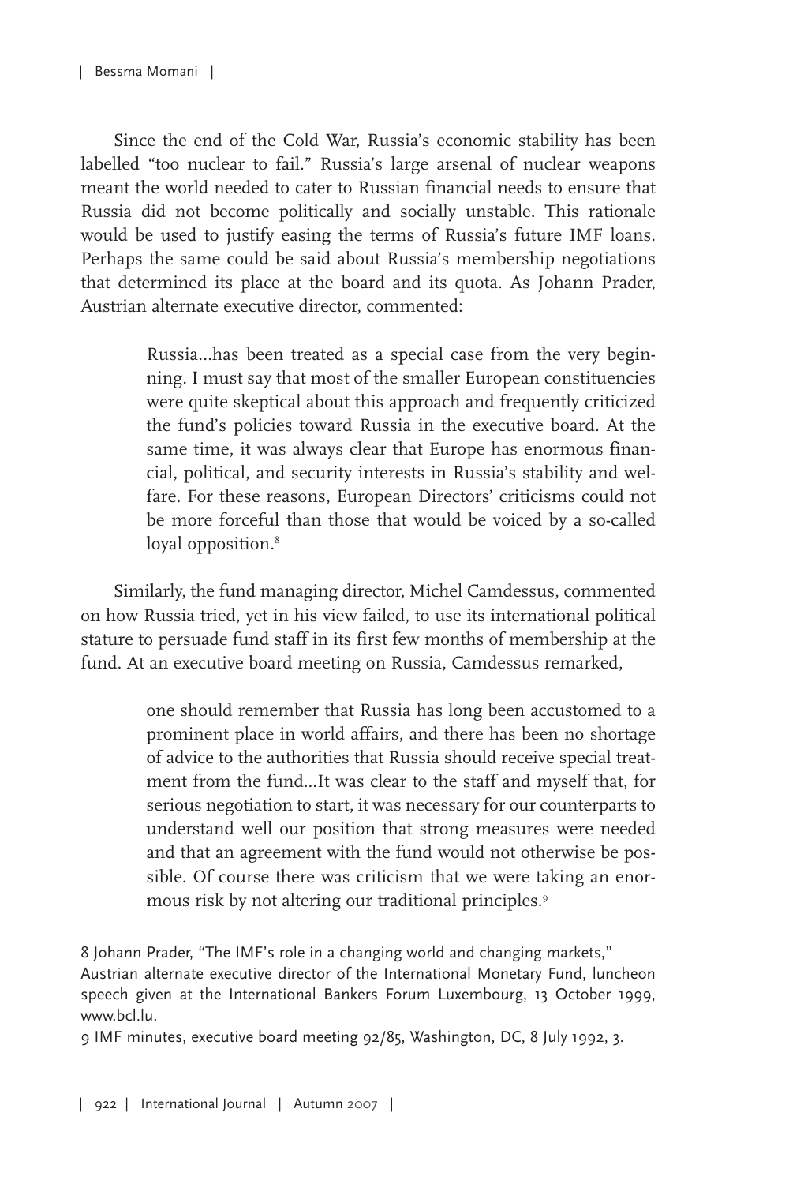Since the end of the Cold War, Russia's economic stability has been labelled "too nuclear to fail." Russia's large arsenal of nuclear weapons meant the world needed to cater to Russian financial needs to ensure that Russia did not become politically and socially unstable. This rationale would be used to justify easing the terms of Russia's future IMF loans. Perhaps the same could be said about Russia's membership negotiations that determined its place at the board and its quota. As Johann Prader, Austrian alternate executive director, commented:

> Russia...has been treated as a special case from the very beginning. I must say that most of the smaller European constituencies were quite skeptical about this approach and frequently criticized the fund's policies toward Russia in the executive board. At the same time, it was always clear that Europe has enormous financial, political, and security interests in Russia's stability and welfare. For these reasons, European Directors' criticisms could not be more forceful than those that would be voiced by a so-called loyal opposition.[8]

Similarly, the fund managing director, Michel Camdessus, commented on how Russia tried, yet in his view failed, to use its international political stature to persuade fund staff in its first few months of membership at the fund. At an executive board meeting on Russia, Camdessus remarked,

> one should remember that Russia has long been accustomed to a prominent place in world affairs, and there has been no shortage of advice to the authorities that Russia should receive special treatment from the fund...It was clear to the staff and myself that, for serious negotiation to start, it was necessary for our counterparts to understand well our position that strong measures were needed and that an agreement with the fund would not otherwise be possible. Of course there was criticism that we were taking an enormous risk by not altering our traditional principles.[9]

8 Johann Prader, "The IMF's role in a changing world and changing markets," Austrian alternate executive director of the International Monetary Fund, luncheon speech given at the International Bankers Forum Luxembourg, 13 October 1999, www.bcl.lu.

9 IMF minutes, executive board meeting 92/85, Washington, DC, 8 July 1992, 3.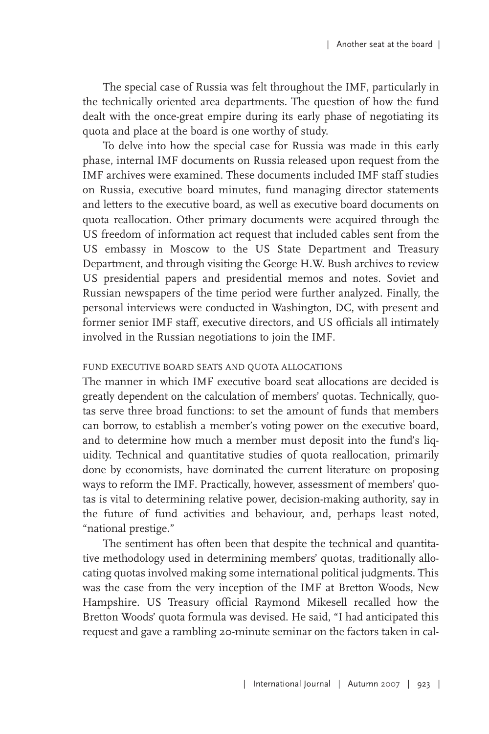The special case of Russia was felt throughout the IMF, particularly in the technically oriented area departments. The question of how the fund dealt with the once-great empire during its early phase of negotiating its quota and place at the board is one worthy of study.

To delve into how the special case for Russia was made in this early phase, internal IMF documents on Russia released upon request from the IMF archives were examined. These documents included IMF staff studies on Russia, executive board minutes, fund managing director statements and letters to the executive board, as well as executive board documents on quota reallocation. Other primary documents were acquired through the US freedom of information act request that included cables sent from the US embassy in Moscow to the US State Department and Treasury Department, and through visiting the George H.W. Bush archives to review US presidential papers and presidential memos and notes. Soviet and Russian newspapers of the time period were further analyzed. Finally, the personal interviews were conducted in Washington, DC, with present and former senior IMF staff, executive directors, and US officials all intimately involved in the Russian negotiations to join the IMF.

## FUND EXECUTIVE BOARD SEATS AND QUOTA ALLOCATIONS

The manner in which IMF executive board seat allocations are decided is greatly dependent on the calculation of members' quotas. Technically, quotas serve three broad functions: to set the amount of funds that members can borrow, to establish a member's voting power on the executive board, and to determine how much a member must deposit into the fund's liquidity. Technical and quantitative studies of quota reallocation, primarily done by economists, have dominated the current literature on proposing ways to reform the IMF. Practically, however, assessment of members' quotas is vital to determining relative power, decision-making authority, say in the future of fund activities and behaviour, and, perhaps least noted, "national prestige."

The sentiment has often been that despite the technical and quantitative methodology used in determining members' quotas, traditionally allocating quotas involved making some international political judgments. This was the case from the very inception of the IMF at Bretton Woods, New Hampshire. US Treasury official Raymond Mikesell recalled how the Bretton Woods' quota formula was devised. He said, "I had anticipated this request and gave a rambling 20-minute seminar on the factors taken in cal-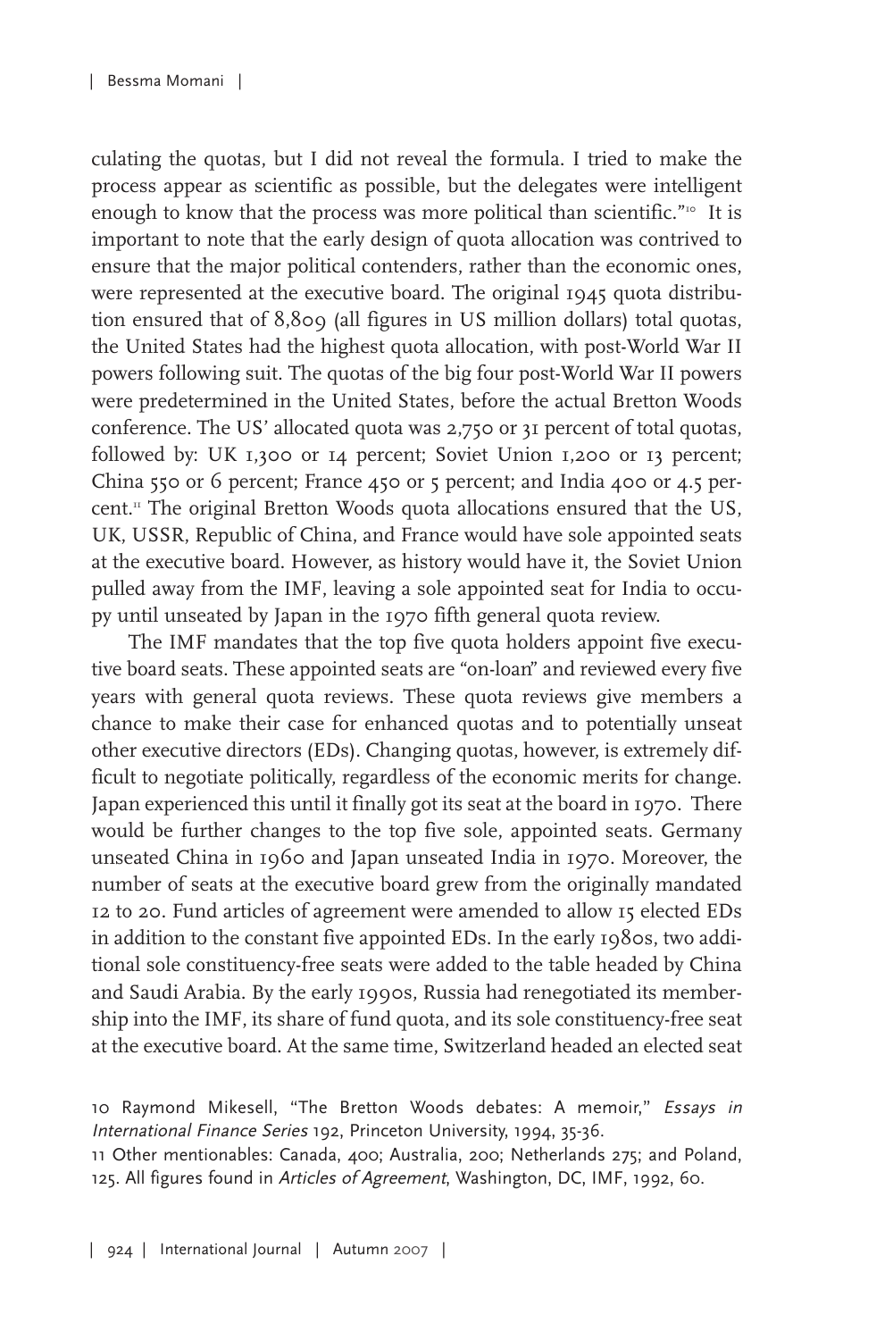culating the quotas, but I did not reveal the formula. I tried to make the process appear as scientific as possible, but the delegates were intelligent enough to know that the process was more political than scientific."[10] It is important to note that the early design of quota allocation was contrived to ensure that the major political contenders, rather than the economic ones, were represented at the executive board. The original 1945 quota distribution ensured that of 8,809 (all figures in US million dollars) total quotas, the United States had the highest quota allocation, with post-World War II powers following suit. The quotas of the big four post-World War II powers were predetermined in the United States, before the actual Bretton Woods conference. The US' allocated quota was 2,750 or 31 percent of total quotas, followed by: UK 1,300 or 14 percent; Soviet Union 1,200 or 13 percent; China 550 or 6 percent; France 450 or 5 percent; and India 400 or 4.5 percent.[11] The original Bretton Woods quota allocations ensured that the US, UK, USSR, Republic of China, and France would have sole appointed seats at the executive board. However, as history would have it, the Soviet Union pulled away from the IMF, leaving a sole appointed seat for India to occupy until unseated by Japan in the 1970 fifth general quota review.

The IMF mandates that the top five quota holders appoint five executive board seats. These appointed seats are "on-loan" and reviewed every five years with general quota reviews. These quota reviews give members a chance to make their case for enhanced quotas and to potentially unseat other executive directors (EDs). Changing quotas, however, is extremely difficult to negotiate politically, regardless of the economic merits for change. Japan experienced this until it finally got its seat at the board in 1970. There would be further changes to the top five sole, appointed seats. Germany unseated China in 1960 and Japan unseated India in 1970. Moreover, the number of seats at the executive board grew from the originally mandated 12 to 20. Fund articles of agreement were amended to allow 15 elected EDs in addition to the constant five appointed EDs. In the early 1980s, two additional sole constituency-free seats were added to the table headed by China and Saudi Arabia. By the early 1990s, Russia had renegotiated its membership into the IMF, its share of fund quota, and its sole constituency-free seat at the executive board. At the same time, Switzerland headed an elected seat

10 Raymond Mikesell, "The Bretton Woods debates: A memoir," *Essays in International Finance Series* 192, Princeton University, 1994, 35-36.

11 Other mentionables: Canada, 400; Australia, 200; Netherlands 275; and Poland, 125. All figures found in *Articles of Agreement*, Washington, DC, IMF, 1992, 60.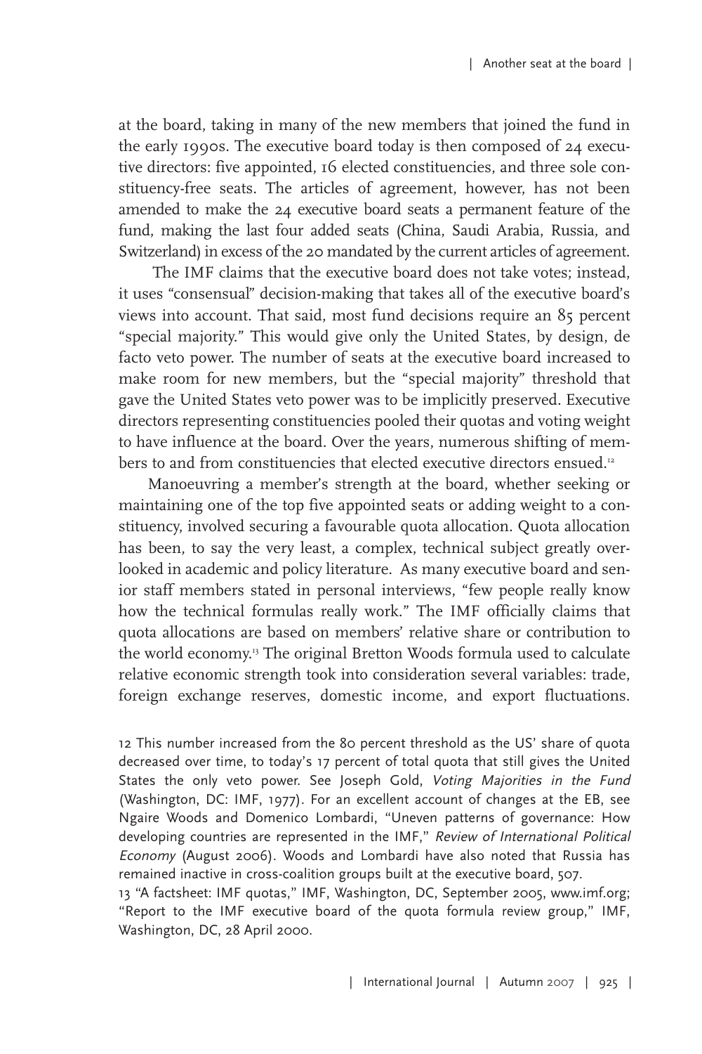at the board, taking in many of the new members that joined the fund in the early 1990s. The executive board today is then composed of 24 executive directors: five appointed, 16 elected constituencies, and three sole constituency-free seats. The articles of agreement, however, has not been amended to make the 24 executive board seats a permanent feature of the fund, making the last four added seats (China, Saudi Arabia, Russia, and Switzerland) in excess of the 20 mandated by the current articles of agreement.

The IMF claims that the executive board does not take votes; instead, it uses "consensual" decision-making that takes all of the executive board's views into account. That said, most fund decisions require an 85 percent "special majority." This would give only the United States, by design, de facto veto power. The number of seats at the executive board increased to make room for new members, but the "special majority" threshold that gave the United States veto power was to be implicitly preserved. Executive directors representing constituencies pooled their quotas and voting weight to have influence at the board. Over the years, numerous shifting of members to and from constituencies that elected executive directors ensued.[12]

Manoeuvring a member's strength at the board, whether seeking or maintaining one of the top five appointed seats or adding weight to a constituency, involved securing a favourable quota allocation. Quota allocation has been, to say the very least, a complex, technical subject greatly overlooked in academic and policy literature. As many executive board and senior staff members stated in personal interviews, "few people really know how the technical formulas really work." The IMF officially claims that quota allocations are based on members' relative share or contribution to the world economy.[13] The original Bretton Woods formula used to calculate relative economic strength took into consideration several variables: trade, foreign exchange reserves, domestic income, and export fluctuations.

12 This number increased from the 80 percent threshold as the US' share of quota decreased over time, to today's 17 percent of total quota that still gives the United States the only veto power. See Joseph Gold, *Voting Majorities in the Fund* (Washington, DC: IMF, 1977). For an excellent account of changes at the EB, see Ngaire Woods and Domenico Lombardi, "Uneven patterns of governance: How developing countries are represented in the IMF," *Review of International Political Economy* (August 2006). Woods and Lombardi have also noted that Russia has remained inactive in cross-coalition groups built at the executive board, 507.

13 "A factsheet: IMF quotas," IMF, Washington, DC, September 2005, www.imf.org; "Report to the IMF executive board of the quota formula review group," IMF, Washington, DC, 28 April 2000.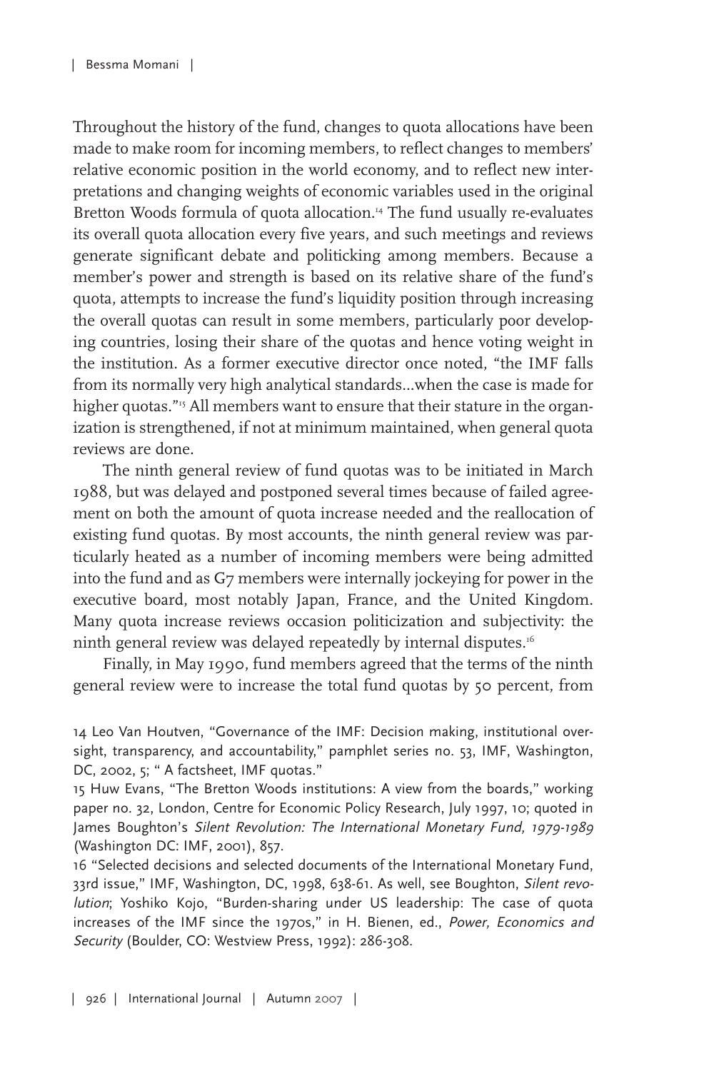Throughout the history of the fund, changes to quota allocations have been made to make room for incoming members, to reflect changes to members' relative economic position in the world economy, and to reflect new interpretations and changing weights of economic variables used in the original Bretton Woods formula of quota allocation.[14] The fund usually re-evaluates its overall quota allocation every five years, and such meetings and reviews generate significant debate and politicking among members. Because a member's power and strength is based on its relative share of the fund's quota, attempts to increase the fund's liquidity position through increasing the overall quotas can result in some members, particularly poor developing countries, losing their share of the quotas and hence voting weight in the institution. As a former executive director once noted, "the IMF falls from its normally very high analytical standards…when the case is made for higher quotas."[15] All members want to ensure that their stature in the organization is strengthened, if not at minimum maintained, when general quota reviews are done.

The ninth general review of fund quotas was to be initiated in March 1988, but was delayed and postponed several times because of failed agreement on both the amount of quota increase needed and the reallocation of existing fund quotas. By most accounts, the ninth general review was particularly heated as a number of incoming members were being admitted into the fund and as G7 members were internally jockeying for power in the executive board, most notably Japan, France, and the United Kingdom. Many quota increase reviews occasion politicization and subjectivity: the ninth general review was delayed repeatedly by internal disputes.[16]

Finally, in May 1990, fund members agreed that the terms of the ninth general review were to increase the total fund quotas by 50 percent, from

14 Leo Van Houtven, "Governance of the IMF: Decision making, institutional oversight, transparency, and accountability," pamphlet series no. 53, IMF, Washington, DC, 2002, 5; " A factsheet, IMF quotas."

15 Huw Evans, "The Bretton Woods institutions: A view from the boards," working paper no. 32, London, Centre for Economic Policy Research, July 1997, 10; quoted in James Boughton's *Silent Revolution: The International Monetary Fund, 1979-1989* (Washington DC: IMF, 2001), 857.

16 "Selected decisions and selected documents of the International Monetary Fund, 33rd issue," IMF, Washington, DC, 1998, 638-61. As well, see Boughton, *Silent revolution*; Yoshiko Kojo, "Burden-sharing under US leadership: The case of quota increases of the IMF since the 1970s," in H. Bienen, ed., *Power, Economics and Security* (Boulder, CO: Westview Press, 1992): 286-308.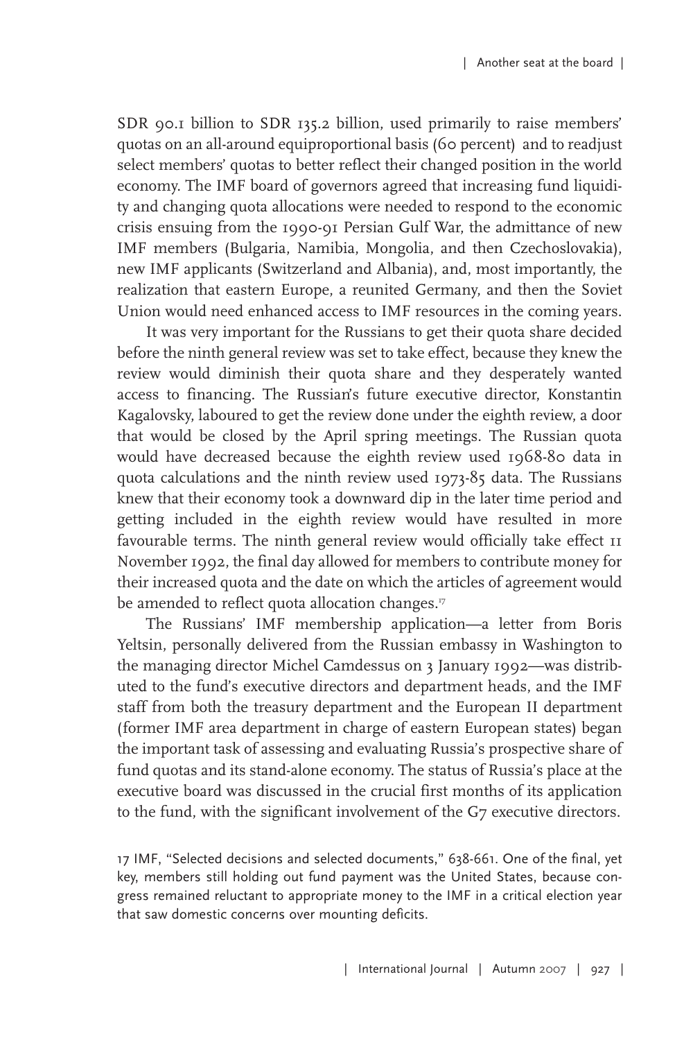SDR 90.1 billion to SDR 135.2 billion, used primarily to raise members' quotas on an all-around equiproportional basis (60 percent) and to readjust select members' quotas to better reflect their changed position in the world economy. The IMF board of governors agreed that increasing fund liquidity and changing quota allocations were needed to respond to the economic crisis ensuing from the 1990-91 Persian Gulf War, the admittance of new IMF members (Bulgaria, Namibia, Mongolia, and then Czechoslovakia), new IMF applicants (Switzerland and Albania), and, most importantly, the realization that eastern Europe, a reunited Germany, and then the Soviet Union would need enhanced access to IMF resources in the coming years.

It was very important for the Russians to get their quota share decided before the ninth general review was set to take effect, because they knew the review would diminish their quota share and they desperately wanted access to financing. The Russian's future executive director, Konstantin Kagalovsky, laboured to get the review done under the eighth review, a door that would be closed by the April spring meetings. The Russian quota would have decreased because the eighth review used 1968-80 data in quota calculations and the ninth review used 1973-85 data. The Russians knew that their economy took a downward dip in the later time period and getting included in the eighth review would have resulted in more favourable terms. The ninth general review would officially take effect 11 November 1992, the final day allowed for members to contribute money for their increased quota and the date on which the articles of agreement would be amended to reflect quota allocation changes.[17]

The Russians' IMF membership application—a letter from Boris Yeltsin, personally delivered from the Russian embassy in Washington to the managing director Michel Camdessus on 3 January 1992—was distributed to the fund's executive directors and department heads, and the IMF staff from both the treasury department and the European II department (former IMF area department in charge of eastern European states) began the important task of assessing and evaluating Russia's prospective share of fund quotas and its stand-alone economy. The status of Russia's place at the executive board was discussed in the crucial first months of its application to the fund, with the significant involvement of the G7 executive directors.

17 IMF, "Selected decisions and selected documents," 638-661. One of the final, yet key, members still holding out fund payment was the United States, because congress remained reluctant to appropriate money to the IMF in a critical election year that saw domestic concerns over mounting deficits.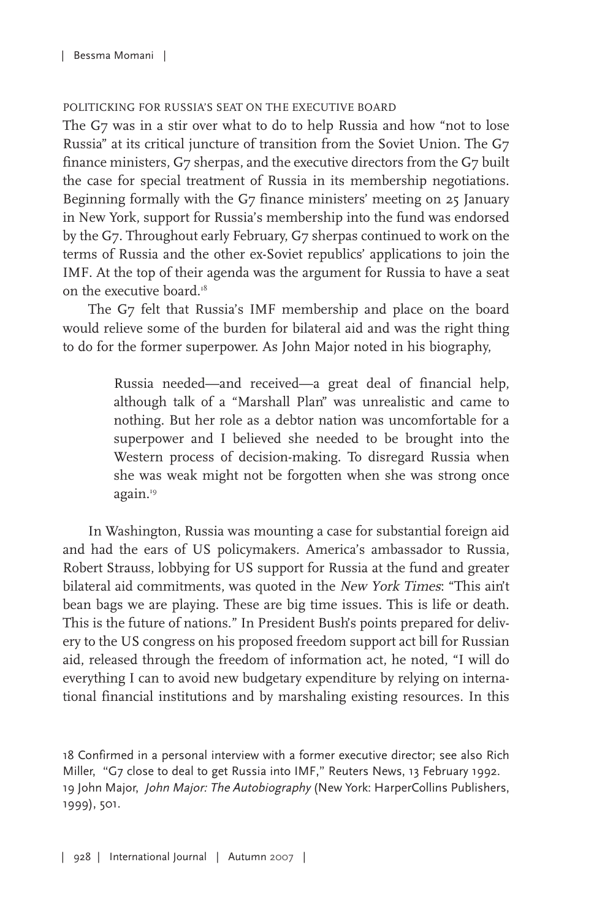## POLITICKING FOR RUSSIA'S SEAT ON THE EXECUTIVE BOARD

The G7 was in a stir over what to do to help Russia and how "not to lose Russia" at its critical juncture of transition from the Soviet Union. The G7 finance ministers, G7 sherpas, and the executive directors from the G7 built the case for special treatment of Russia in its membership negotiations. Beginning formally with the G7 finance ministers' meeting on 25 January in New York, support for Russia's membership into the fund was endorsed by the G7. Throughout early February, G7 sherpas continued to work on the terms of Russia and the other ex-Soviet republics' applications to join the IMF. At the top of their agenda was the argument for Russia to have a seat on the executive board.[18]

The G7 felt that Russia's IMF membership and place on the board would relieve some of the burden for bilateral aid and was the right thing to do for the former superpower. As John Major noted in his biography,

> Russia needed—and received—a great deal of financial help, although talk of a "Marshall Plan" was unrealistic and came to nothing. But her role as a debtor nation was uncomfortable for a superpower and I believed she needed to be brought into the Western process of decision-making. To disregard Russia when she was weak might not be forgotten when she was strong once again.[19]

In Washington, Russia was mounting a case for substantial foreign aid and had the ears of US policymakers. America's ambassador to Russia, Robert Strauss, lobbying for US support for Russia at the fund and greater bilateral aid commitments, was quoted in the *New York Times*: "This ain't bean bags we are playing. These are big time issues. This is life or death. This is the future of nations." In President Bush's points prepared for delivery to the US congress on his proposed freedom support act bill for Russian aid, released through the freedom of information act, he noted, "I will do everything I can to avoid new budgetary expenditure by relying on international financial institutions and by marshaling existing resources. In this

18 Confirmed in a personal interview with a former executive director; see also Rich Miller, "G7 close to deal to get Russia into IMF," Reuters News, 13 February 1992.

19 John Major, *John Major: The Autobiography* (New York: HarperCollins Publishers, 1999), 501.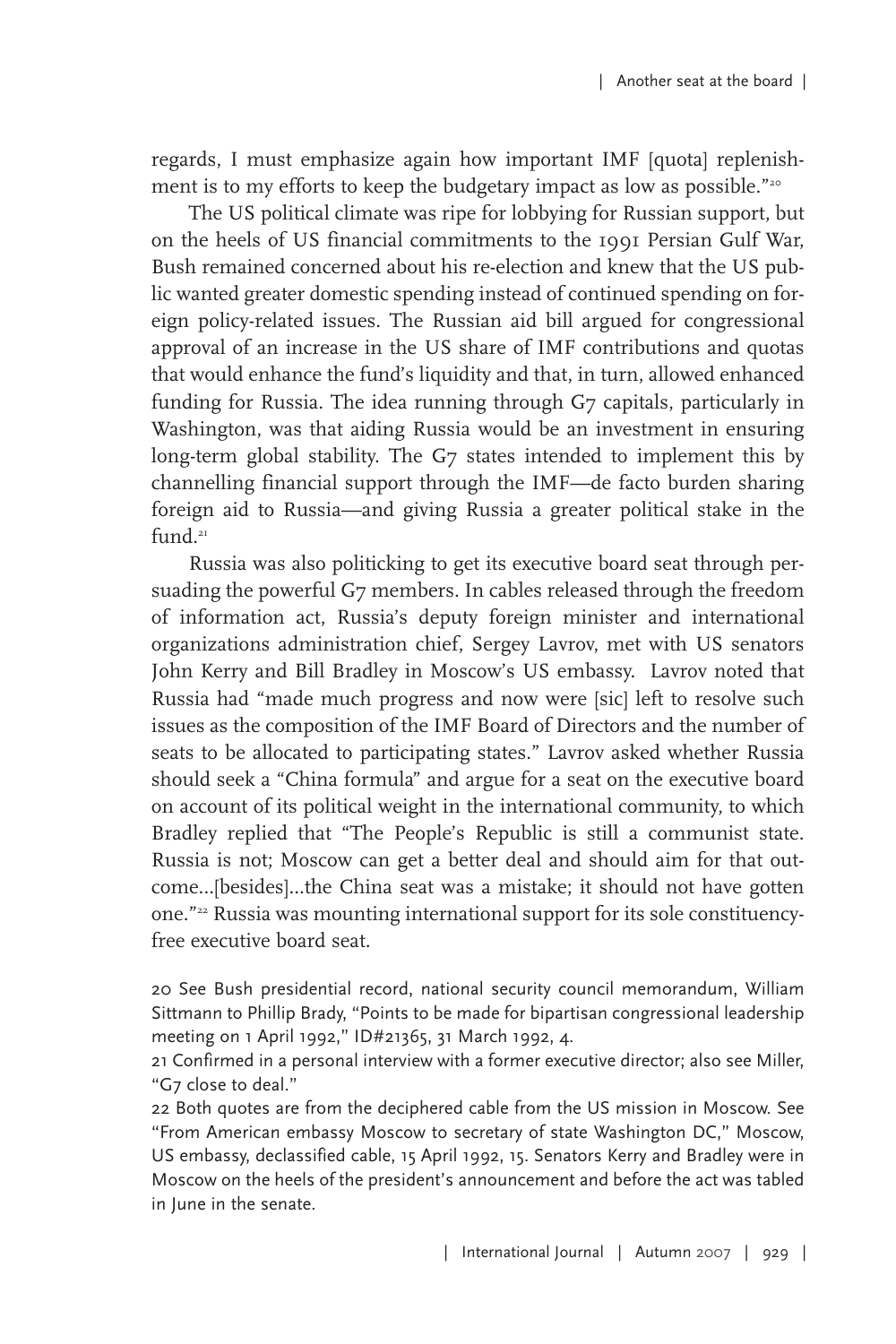regards, I must emphasize again how important IMF [quota] replenishment is to my efforts to keep the budgetary impact as low as possible."[20]

The US political climate was ripe for lobbying for Russian support, but on the heels of US financial commitments to the 1991 Persian Gulf War, Bush remained concerned about his re-election and knew that the US public wanted greater domestic spending instead of continued spending on foreign policy-related issues. The Russian aid bill argued for congressional approval of an increase in the US share of IMF contributions and quotas that would enhance the fund's liquidity and that, in turn, allowed enhanced funding for Russia. The idea running through G7 capitals, particularly in Washington, was that aiding Russia would be an investment in ensuring long-term global stability. The G7 states intended to implement this by channelling financial support through the IMF—de facto burden sharing foreign aid to Russia—and giving Russia a greater political stake in the fund.[21]

Russia was also politicking to get its executive board seat through persuading the powerful G7 members. In cables released through the freedom of information act, Russia's deputy foreign minister and international organizations administration chief, Sergey Lavrov, met with US senators John Kerry and Bill Bradley in Moscow's US embassy. Lavrov noted that Russia had "made much progress and now were [sic] left to resolve such issues as the composition of the IMF Board of Directors and the number of seats to be allocated to participating states." Lavrov asked whether Russia should seek a "China formula" and argue for a seat on the executive board on account of its political weight in the international community, to which Bradley replied that "The People's Republic is still a communist state. Russia is not; Moscow can get a better deal and should aim for that outcome...[besides]...the China seat was a mistake; it should not have gotten one."[22] Russia was mounting international support for its sole constituency-free executive board seat.

20 See Bush presidential record, national security council memorandum, William Sittmann to Phillip Brady, "Points to be made for bipartisan congressional leadership meeting on 1 April 1992," ID#21365, 31 March 1992, 4.

21 Confirmed in a personal interview with a former executive director; also see Miller, "G7 close to deal."

22 Both quotes are from the deciphered cable from the US mission in Moscow. See "From American embassy Moscow to secretary of state Washington DC," Moscow, US embassy, declassified cable, 15 April 1992, 15. Senators Kerry and Bradley were in Moscow on the heels of the president's announcement and before the act was tabled in June in the senate.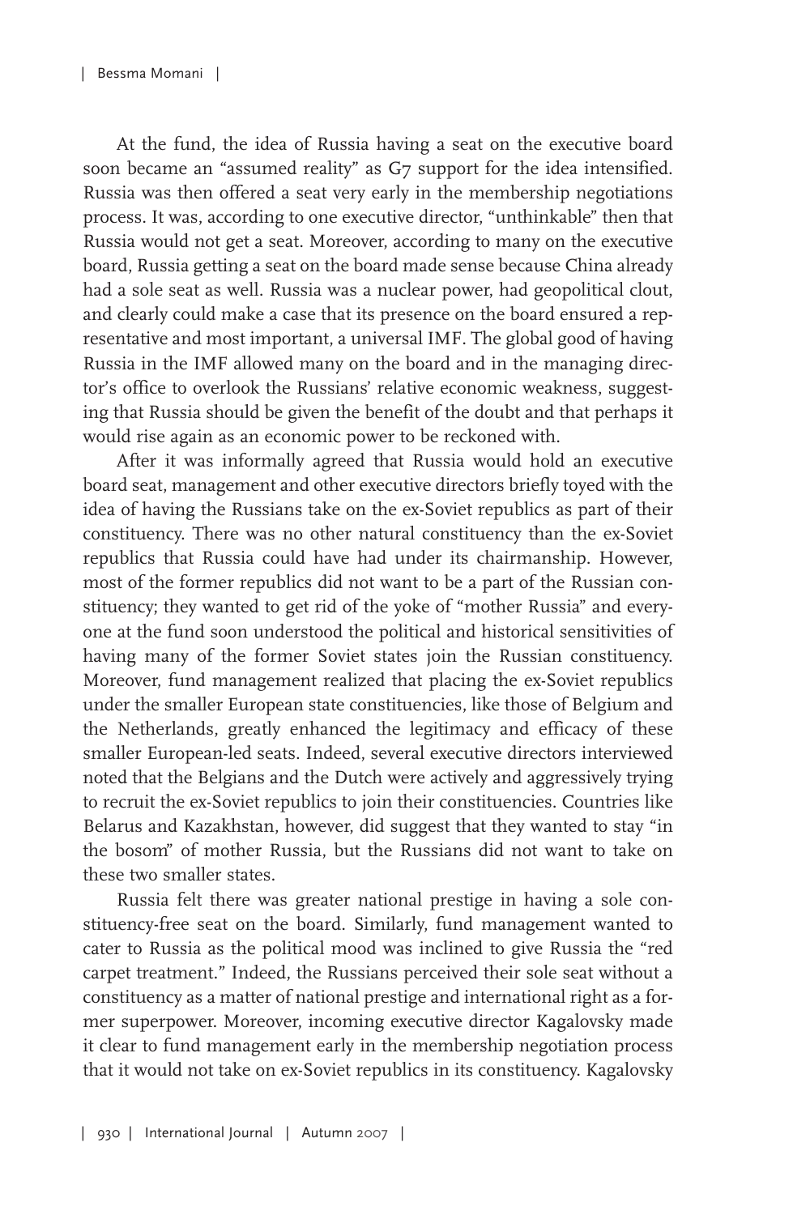At the fund, the idea of Russia having a seat on the executive board soon became an "assumed reality" as G7 support for the idea intensified. Russia was then offered a seat very early in the membership negotiations process. It was, according to one executive director, "unthinkable" then that Russia would not get a seat. Moreover, according to many on the executive board, Russia getting a seat on the board made sense because China already had a sole seat as well. Russia was a nuclear power, had geopolitical clout, and clearly could make a case that its presence on the board ensured a representative and most important, a universal IMF. The global good of having Russia in the IMF allowed many on the board and in the managing director's office to overlook the Russians' relative economic weakness, suggesting that Russia should be given the benefit of the doubt and that perhaps it would rise again as an economic power to be reckoned with.

After it was informally agreed that Russia would hold an executive board seat, management and other executive directors briefly toyed with the idea of having the Russians take on the ex-Soviet republics as part of their constituency. There was no other natural constituency than the ex-Soviet republics that Russia could have had under its chairmanship. However, most of the former republics did not want to be a part of the Russian constituency; they wanted to get rid of the yoke of "mother Russia" and everyone at the fund soon understood the political and historical sensitivities of having many of the former Soviet states join the Russian constituency. Moreover, fund management realized that placing the ex-Soviet republics under the smaller European state constituencies, like those of Belgium and the Netherlands, greatly enhanced the legitimacy and efficacy of these smaller European-led seats. Indeed, several executive directors interviewed noted that the Belgians and the Dutch were actively and aggressively trying to recruit the ex-Soviet republics to join their constituencies. Countries like Belarus and Kazakhstan, however, did suggest that they wanted to stay "in the bosom" of mother Russia, but the Russians did not want to take on these two smaller states.

Russia felt there was greater national prestige in having a sole constituency-free seat on the board. Similarly, fund management wanted to cater to Russia as the political mood was inclined to give Russia the "red carpet treatment." Indeed, the Russians perceived their sole seat without a constituency as a matter of national prestige and international right as a former superpower. Moreover, incoming executive director Kagalovsky made it clear to fund management early in the membership negotiation process that it would not take on ex-Soviet republics in its constituency. Kagalovsky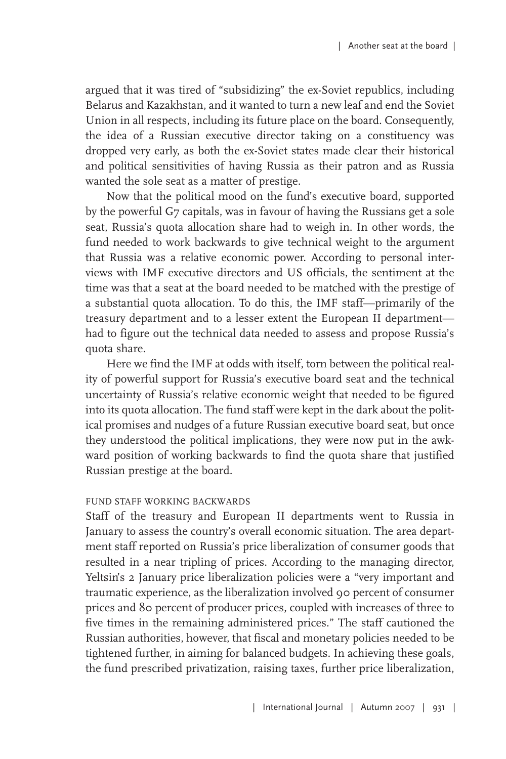argued that it was tired of "subsidizing" the ex-Soviet republics, including Belarus and Kazakhstan, and it wanted to turn a new leaf and end the Soviet Union in all respects, including its future place on the board. Consequently, the idea of a Russian executive director taking on a constituency was dropped very early, as both the ex-Soviet states made clear their historical and political sensitivities of having Russia as their patron and as Russia wanted the sole seat as a matter of prestige.

Now that the political mood on the fund's executive board, supported by the powerful G7 capitals, was in favour of having the Russians get a sole seat, Russia's quota allocation share had to weigh in. In other words, the fund needed to work backwards to give technical weight to the argument that Russia was a relative economic power. According to personal interviews with IMF executive directors and US officials, the sentiment at the time was that a seat at the board needed to be matched with the prestige of a substantial quota allocation. To do this, the IMF staff—primarily of the treasury department and to a lesser extent the European II department—had to figure out the technical data needed to assess and propose Russia's quota share.

Here we find the IMF at odds with itself, torn between the political reality of powerful support for Russia's executive board seat and the technical uncertainty of Russia's relative economic weight that needed to be figured into its quota allocation. The fund staff were kept in the dark about the political promises and nudges of a future Russian executive board seat, but once they understood the political implications, they were now put in the awkward position of working backwards to find the quota share that justified Russian prestige at the board.

### FUND STAFF WORKING BACKWARDS

Staff of the treasury and European II departments went to Russia in January to assess the country's overall economic situation. The area department staff reported on Russia's price liberalization of consumer goods that resulted in a near tripling of prices. According to the managing director, Yeltsin's 2 January price liberalization policies were a "very important and traumatic experience, as the liberalization involved 90 percent of consumer prices and 80 percent of producer prices, coupled with increases of three to five times in the remaining administered prices." The staff cautioned the Russian authorities, however, that fiscal and monetary policies needed to be tightened further, in aiming for balanced budgets. In achieving these goals, the fund prescribed privatization, raising taxes, further price liberalization,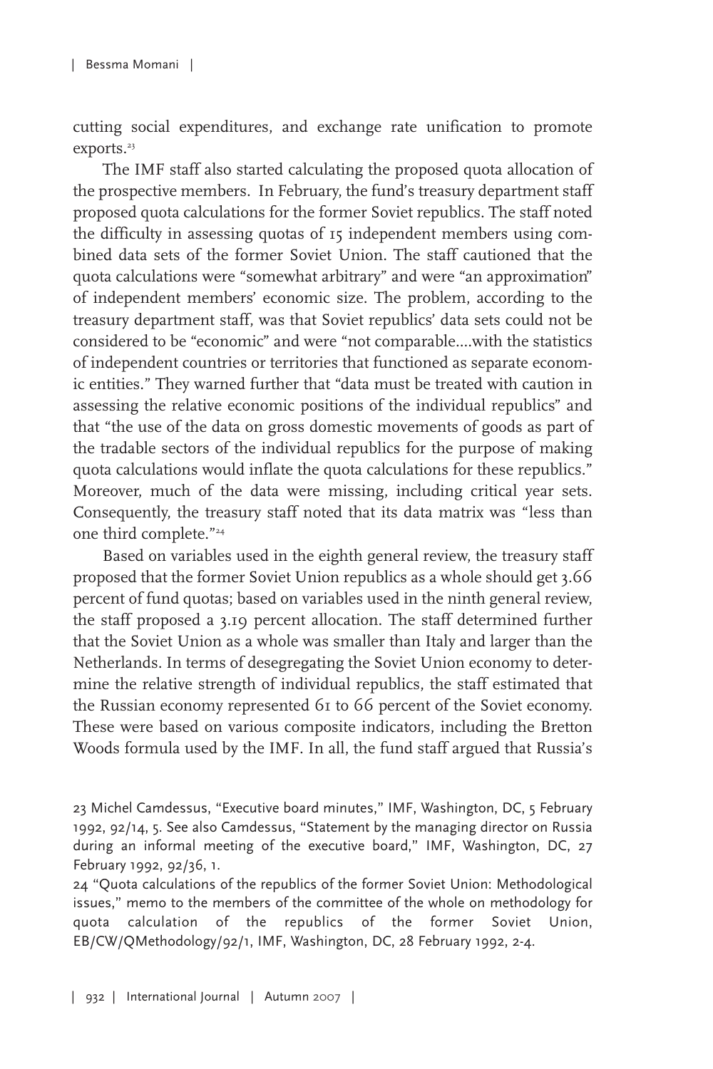cutting social expenditures, and exchange rate unification to promote exports.[23]

The IMF staff also started calculating the proposed quota allocation of the prospective members. In February, the fund's treasury department staff proposed quota calculations for the former Soviet republics. The staff noted the difficulty in assessing quotas of 15 independent members using combined data sets of the former Soviet Union. The staff cautioned that the quota calculations were "somewhat arbitrary" and were "an approximation" of independent members' economic size. The problem, according to the treasury department staff, was that Soviet republics' data sets could not be considered to be "economic" and were "not comparable....with the statistics of independent countries or territories that functioned as separate economic entities." They warned further that "data must be treated with caution in assessing the relative economic positions of the individual republics" and that "the use of the data on gross domestic movements of goods as part of the tradable sectors of the individual republics for the purpose of making quota calculations would inflate the quota calculations for these republics." Moreover, much of the data were missing, including critical year sets. Consequently, the treasury staff noted that its data matrix was "less than one third complete."[24]

Based on variables used in the eighth general review, the treasury staff proposed that the former Soviet Union republics as a whole should get 3.66 percent of fund quotas; based on variables used in the ninth general review, the staff proposed a 3.19 percent allocation. The staff determined further that the Soviet Union as a whole was smaller than Italy and larger than the Netherlands. In terms of desegregating the Soviet Union economy to determine the relative strength of individual republics, the staff estimated that the Russian economy represented 61 to 66 percent of the Soviet economy. These were based on various composite indicators, including the Bretton Woods formula used by the IMF. In all, the fund staff argued that Russia's

23 Michel Camdessus, "Executive board minutes," IMF, Washington, DC, 5 February 1992, 92/14, 5. See also Camdessus, "Statement by the managing director on Russia during an informal meeting of the executive board," IMF, Washington, DC, 27 February 1992, 92/36, 1.

24 "Quota calculations of the republics of the former Soviet Union: Methodological issues," memo to the members of the committee of the whole on methodology for quota calculation of the republics of the former Soviet Union, EB/CW/QMethodology/92/1, IMF, Washington, DC, 28 February 1992, 2-4.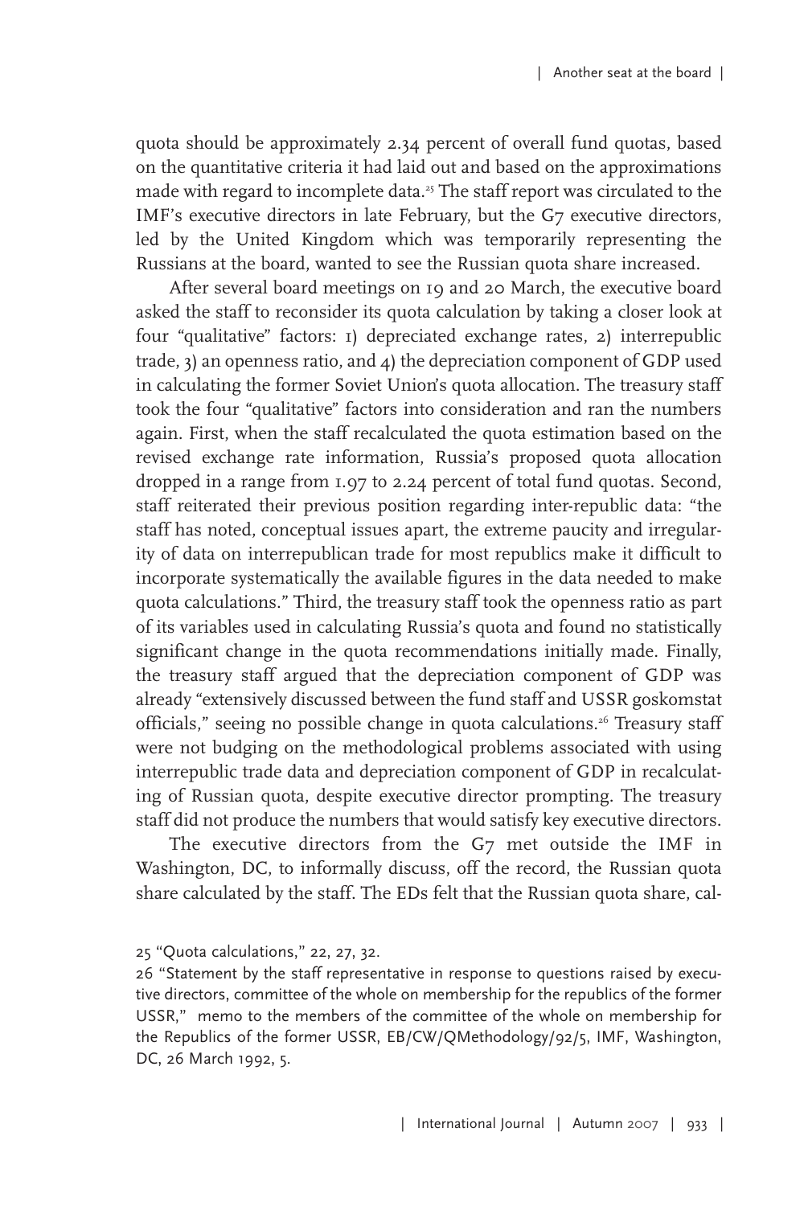quota should be approximately 2.34 percent of overall fund quotas, based on the quantitative criteria it had laid out and based on the approximations made with regard to incomplete data.[25] The staff report was circulated to the IMF's executive directors in late February, but the G7 executive directors, led by the United Kingdom which was temporarily representing the Russians at the board, wanted to see the Russian quota share increased.

After several board meetings on 19 and 20 March, the executive board asked the staff to reconsider its quota calculation by taking a closer look at four "qualitative" factors: 1) depreciated exchange rates, 2) interrepublic trade, 3) an openness ratio, and 4) the depreciation component of GDP used in calculating the former Soviet Union's quota allocation. The treasury staff took the four "qualitative" factors into consideration and ran the numbers again. First, when the staff recalculated the quota estimation based on the revised exchange rate information, Russia's proposed quota allocation dropped in a range from 1.97 to 2.24 percent of total fund quotas. Second, staff reiterated their previous position regarding inter-republic data: "the staff has noted, conceptual issues apart, the extreme paucity and irregularity of data on interrepublican trade for most republics make it difficult to incorporate systematically the available figures in the data needed to make quota calculations." Third, the treasury staff took the openness ratio as part of its variables used in calculating Russia's quota and found no statistically significant change in the quota recommendations initially made. Finally, the treasury staff argued that the depreciation component of GDP was already "extensively discussed between the fund staff and USSR goskomstat officials," seeing no possible change in quota calculations.[26] Treasury staff were not budging on the methodological problems associated with using interrepublic trade data and depreciation component of GDP in recalculating of Russian quota, despite executive director prompting. The treasury staff did not produce the numbers that would satisfy key executive directors.

The executive directors from the G7 met outside the IMF in Washington, DC, to informally discuss, off the record, the Russian quota share calculated by the staff. The EDs felt that the Russian quota share, cal-

25 "Quota calculations," 22, 27, 32.

26 "Statement by the staff representative in response to questions raised by executive directors, committee of the whole on membership for the republics of the former USSR," memo to the members of the committee of the whole on membership for the Republics of the former USSR, EB/CW/QMethodology/92/5, IMF, Washington, DC, 26 March 1992, 5.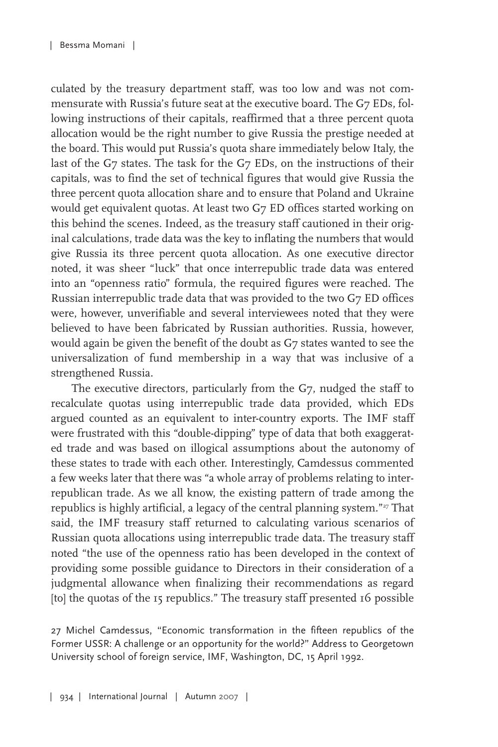culated by the treasury department staff, was too low and was not commensurate with Russia's future seat at the executive board. The G7 EDs, following instructions of their capitals, reaffirmed that a three percent quota allocation would be the right number to give Russia the prestige needed at the board. This would put Russia's quota share immediately below Italy, the last of the G7 states. The task for the G7 EDs, on the instructions of their capitals, was to find the set of technical figures that would give Russia the three percent quota allocation share and to ensure that Poland and Ukraine would get equivalent quotas. At least two G7 ED offices started working on this behind the scenes. Indeed, as the treasury staff cautioned in their original calculations, trade data was the key to inflating the numbers that would give Russia its three percent quota allocation. As one executive director noted, it was sheer "luck" that once interrepublic trade data was entered into an "openness ratio" formula, the required figures were reached. The Russian interrepublic trade data that was provided to the two G7 ED offices were, however, unverifiable and several interviewees noted that they were believed to have been fabricated by Russian authorities. Russia, however, would again be given the benefit of the doubt as G7 states wanted to see the universalization of fund membership in a way that was inclusive of a strengthened Russia.

The executive directors, particularly from the G7, nudged the staff to recalculate quotas using interrepublic trade data provided, which EDs argued counted as an equivalent to inter-country exports. The IMF staff were frustrated with this "double-dipping" type of data that both exaggerated trade and was based on illogical assumptions about the autonomy of these states to trade with each other. Interestingly, Camdessus commented a few weeks later that there was "a whole array of problems relating to interrepublican trade. As we all know, the existing pattern of trade among the republics is highly artificial, a legacy of the central planning system."[27] That said, the IMF treasury staff returned to calculating various scenarios of Russian quota allocations using interrepublic trade data. The treasury staff noted "the use of the openness ratio has been developed in the context of providing some possible guidance to Directors in their consideration of a judgmental allowance when finalizing their recommendations as regard [to] the quotas of the 15 republics." The treasury staff presented 16 possible

27 Michel Camdessus, "Economic transformation in the fifteen republics of the Former USSR: A challenge or an opportunity for the world?" Address to Georgetown University school of foreign service, IMF, Washington, DC, 15 April 1992.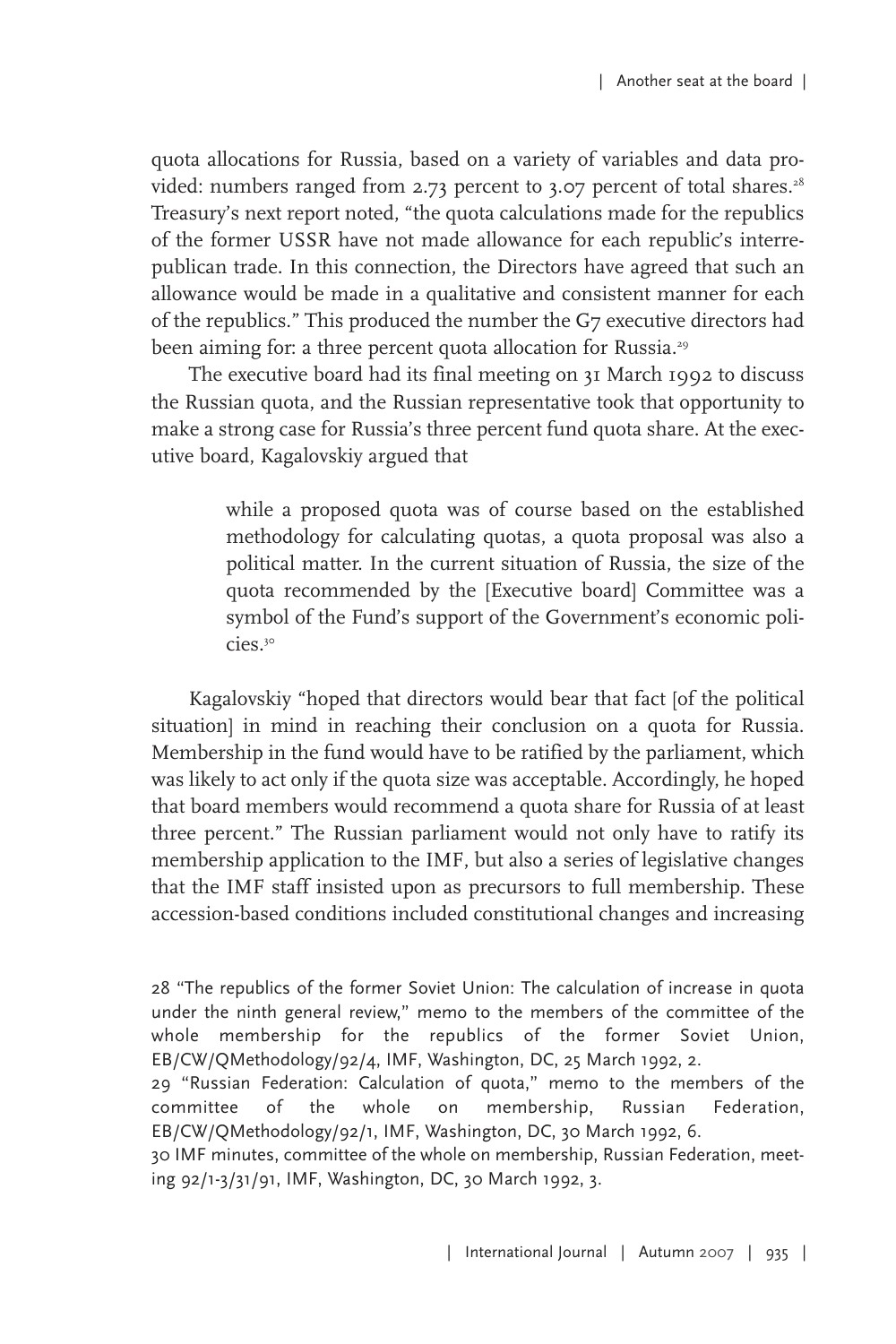quota allocations for Russia, based on a variety of variables and data provided: numbers ranged from 2.73 percent to 3.07 percent of total shares.[28] Treasury's next report noted, "the quota calculations made for the republics of the former USSR have not made allowance for each republic's interrepublican trade. In this connection, the Directors have agreed that such an allowance would be made in a qualitative and consistent manner for each of the republics." This produced the number the G7 executive directors had been aiming for: a three percent quota allocation for Russia.[29]

The executive board had its final meeting on 31 March 1992 to discuss the Russian quota, and the Russian representative took that opportunity to make a strong case for Russia's three percent fund quota share. At the executive board, Kagalovskiy argued that

> while a proposed quota was of course based on the established methodology for calculating quotas, a quota proposal was also a political matter. In the current situation of Russia, the size of the quota recommended by the [Executive board] Committee was a symbol of the Fund's support of the Government's economic policies.[30]

Kagalovskiy "hoped that directors would bear that fact [of the political situation] in mind in reaching their conclusion on a quota for Russia. Membership in the fund would have to be ratified by the parliament, which was likely to act only if the quota size was acceptable. Accordingly, he hoped that board members would recommend a quota share for Russia of at least three percent." The Russian parliament would not only have to ratify its membership application to the IMF, but also a series of legislative changes that the IMF staff insisted upon as precursors to full membership. These accession-based conditions included constitutional changes and increasing

28 "The republics of the former Soviet Union: The calculation of increase in quota under the ninth general review," memo to the members of the committee of the whole membership for the republics of the former Soviet Union, EB/CW/QMethodology/92/4, IMF, Washington, DC, 25 March 1992, 2.

29 "Russian Federation: Calculation of quota," memo to the members of the committee of the whole on membership, Russian Federation, EB/CW/QMethodology/92/1, IMF, Washington, DC, 30 March 1992, 6.

30 IMF minutes, committee of the whole on membership, Russian Federation, meeting 92/1-3/31/91, IMF, Washington, DC, 30 March 1992, 3.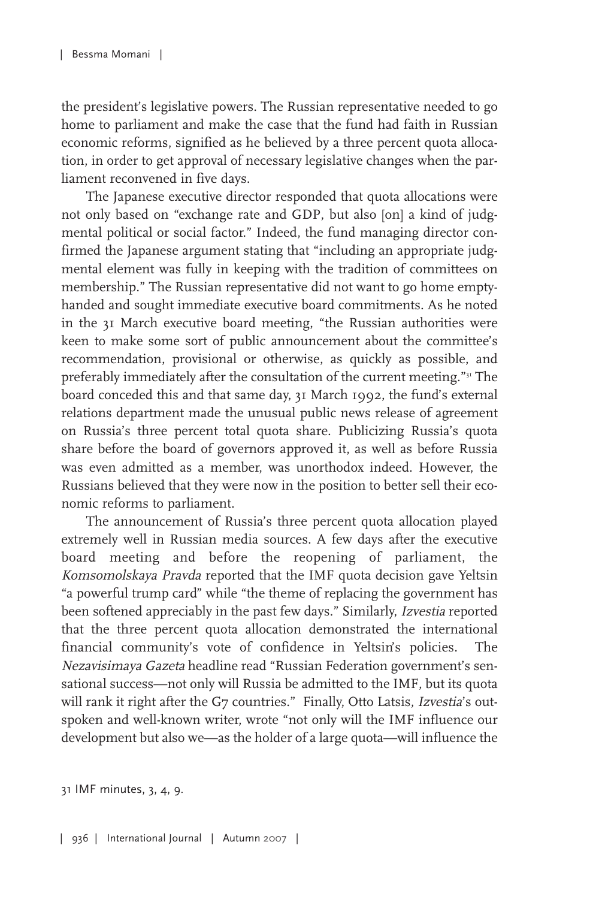the president's legislative powers. The Russian representative needed to go home to parliament and make the case that the fund had faith in Russian economic reforms, signified as he believed by a three percent quota allocation, in order to get approval of necessary legislative changes when the parliament reconvened in five days.

The Japanese executive director responded that quota allocations were not only based on "exchange rate and GDP, but also [on] a kind of judgmental political or social factor." Indeed, the fund managing director confirmed the Japanese argument stating that "including an appropriate judgmental element was fully in keeping with the tradition of committees on membership." The Russian representative did not want to go home empty-handed and sought immediate executive board commitments. As he noted in the 31 March executive board meeting, "the Russian authorities were keen to make some sort of public announcement about the committee's recommendation, provisional or otherwise, as quickly as possible, and preferably immediately after the consultation of the current meeting."[31] The board conceded this and that same day, 31 March 1992, the fund's external relations department made the unusual public news release of agreement on Russia's three percent total quota share. Publicizing Russia's quota share before the board of governors approved it, as well as before Russia was even admitted as a member, was unorthodox indeed. However, the Russians believed that they were now in the position to better sell their economic reforms to parliament.

The announcement of Russia's three percent quota allocation played extremely well in Russian media sources. A few days after the executive board meeting and before the reopening of parliament, the *Komsomolskaya Pravda* reported that the IMF quota decision gave Yeltsin "a powerful trump card" while "the theme of replacing the government has been softened appreciably in the past few days." Similarly, *Izvestia* reported that the three percent quota allocation demonstrated the international financial community's vote of confidence in Yeltsin's policies. The *Nezavisimaya Gazeta* headline read "Russian Federation government's sensational success—not only will Russia be admitted to the IMF, but its quota will rank it right after the G7 countries." Finally, Otto Latsis, *Izvestia*'s outspoken and well-known writer, wrote "not only will the IMF influence our development but also we—as the holder of a large quota—will influence the

31 IMF minutes, 3, 4, 9.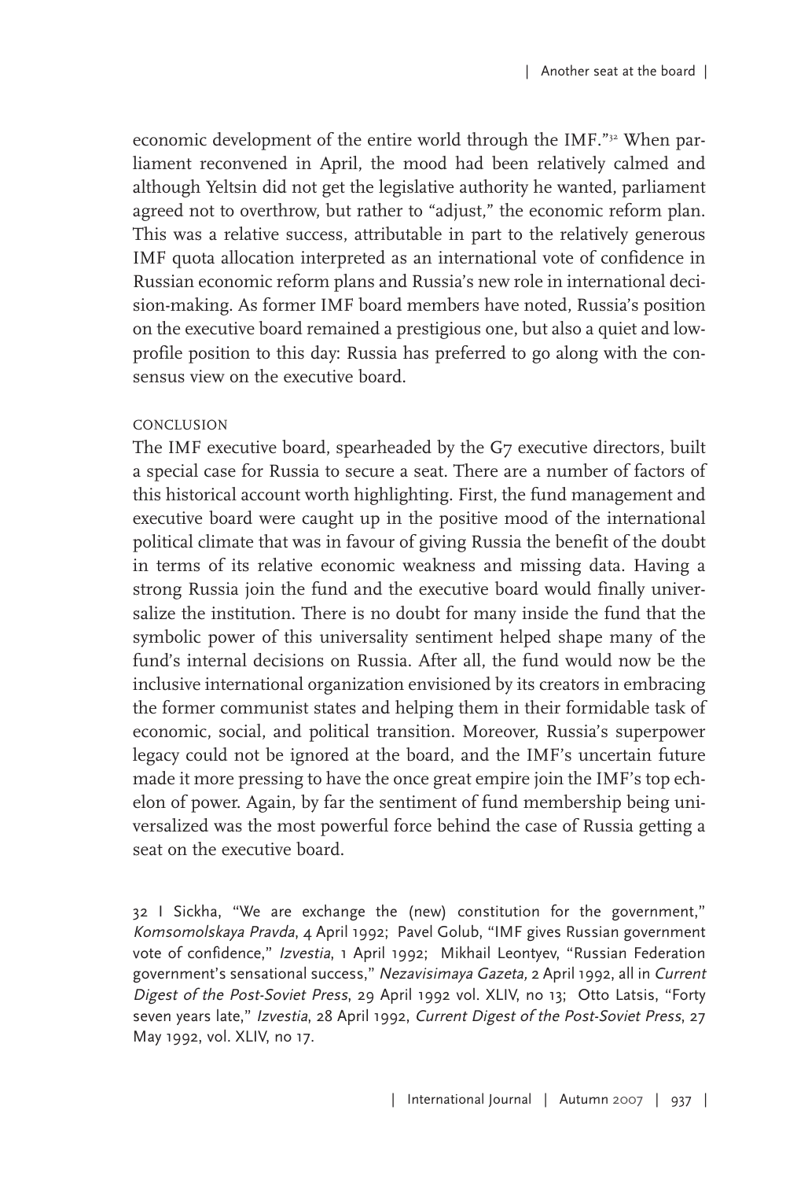economic development of the entire world through the IMF."[32] When parliament reconvened in April, the mood had been relatively calmed and although Yeltsin did not get the legislative authority he wanted, parliament agreed not to overthrow, but rather to "adjust," the economic reform plan. This was a relative success, attributable in part to the relatively generous IMF quota allocation interpreted as an international vote of confidence in Russian economic reform plans and Russia's new role in international decision-making. As former IMF board members have noted, Russia's position on the executive board remained a prestigious one, but also a quiet and low-profile position to this day: Russia has preferred to go along with the consensus view on the executive board.

## CONCLUSION

The IMF executive board, spearheaded by the G7 executive directors, built a special case for Russia to secure a seat. There are a number of factors of this historical account worth highlighting. First, the fund management and executive board were caught up in the positive mood of the international political climate that was in favour of giving Russia the benefit of the doubt in terms of its relative economic weakness and missing data. Having a strong Russia join the fund and the executive board would finally universalize the institution. There is no doubt for many inside the fund that the symbolic power of this universality sentiment helped shape many of the fund's internal decisions on Russia. After all, the fund would now be the inclusive international organization envisioned by its creators in embracing the former communist states and helping them in their formidable task of economic, social, and political transition. Moreover, Russia's superpower legacy could not be ignored at the board, and the IMF's uncertain future made it more pressing to have the once great empire join the IMF's top echelon of power. Again, by far the sentiment of fund membership being universalized was the most powerful force behind the case of Russia getting a seat on the executive board.

32 I Sickha, "We are exchange the (new) constitution for the government," *Komsomolskaya Pravda*, 4 April 1992; Pavel Golub, "IMF gives Russian government vote of confidence," *Izvestia*, 1 April 1992; Mikhail Leontyev, "Russian Federation government's sensational success," *Nezavisimaya Gazeta*, 2 April 1992, all in *Current Digest of the Post-Soviet Press*, 29 April 1992 vol. XLIV, no 13; Otto Latsis, "Forty seven years late," *Izvestia*, 28 April 1992, *Current Digest of the Post-Soviet Press*, 27 May 1992, vol. XLIV, no 17.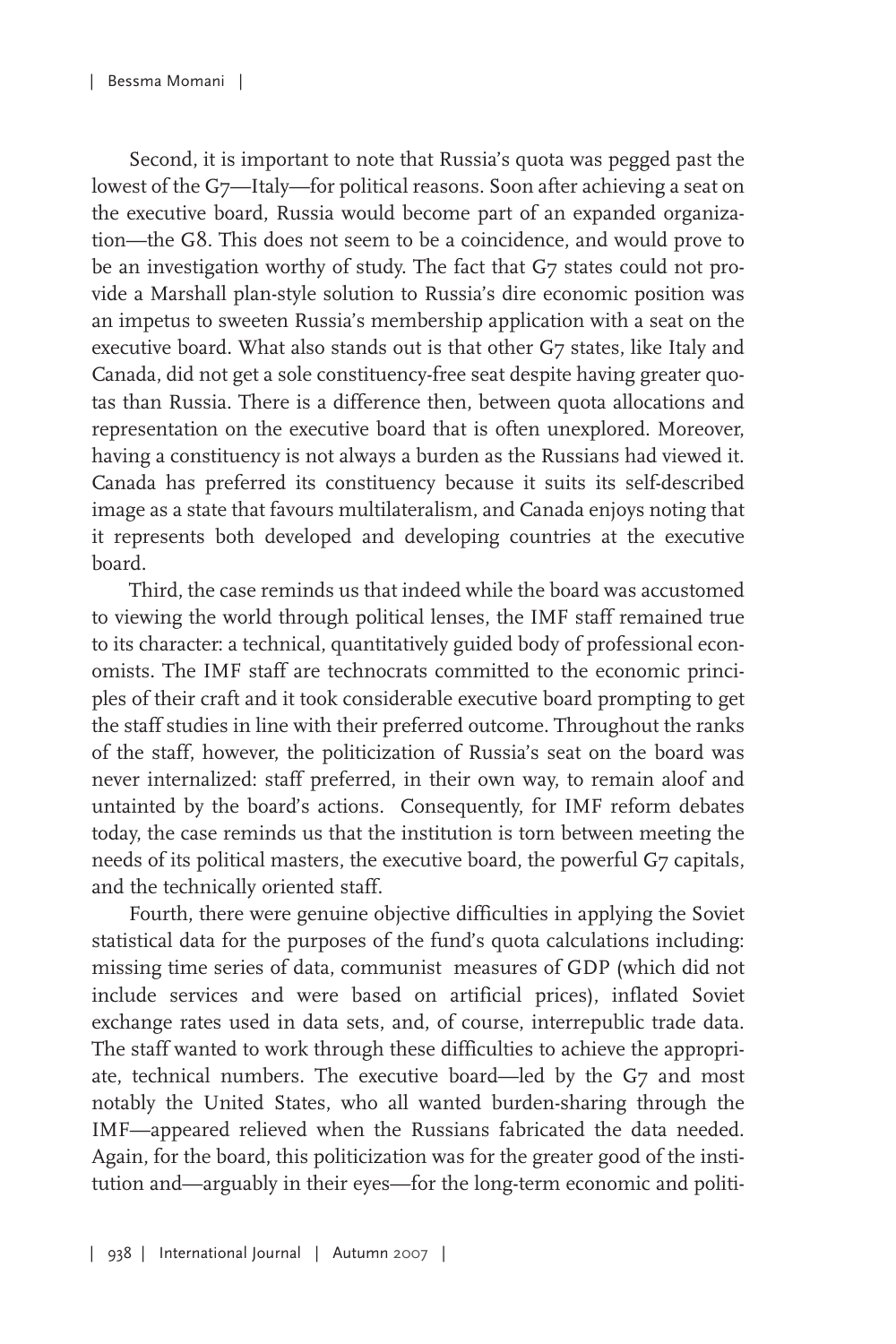Second, it is important to note that Russia's quota was pegged past the lowest of the G7—Italy—for political reasons. Soon after achieving a seat on the executive board, Russia would become part of an expanded organization—the G8. This does not seem to be a coincidence, and would prove to be an investigation worthy of study. The fact that G7 states could not provide a Marshall plan-style solution to Russia's dire economic position was an impetus to sweeten Russia's membership application with a seat on the executive board. What also stands out is that other G7 states, like Italy and Canada, did not get a sole constituency-free seat despite having greater quotas than Russia. There is a difference then, between quota allocations and representation on the executive board that is often unexplored. Moreover, having a constituency is not always a burden as the Russians had viewed it. Canada has preferred its constituency because it suits its self-described image as a state that favours multilateralism, and Canada enjoys noting that it represents both developed and developing countries at the executive board.

Third, the case reminds us that indeed while the board was accustomed to viewing the world through political lenses, the IMF staff remained true to its character: a technical, quantitatively guided body of professional economists. The IMF staff are technocrats committed to the economic principles of their craft and it took considerable executive board prompting to get the staff studies in line with their preferred outcome. Throughout the ranks of the staff, however, the politicization of Russia's seat on the board was never internalized: staff preferred, in their own way, to remain aloof and untainted by the board's actions. Consequently, for IMF reform debates today, the case reminds us that the institution is torn between meeting the needs of its political masters, the executive board, the powerful G7 capitals, and the technically oriented staff.

Fourth, there were genuine objective difficulties in applying the Soviet statistical data for the purposes of the fund's quota calculations including: missing time series of data, communist measures of GDP (which did not include services and were based on artificial prices), inflated Soviet exchange rates used in data sets, and, of course, interrepublic trade data. The staff wanted to work through these difficulties to achieve the appropriate, technical numbers. The executive board—led by the G7 and most notably the United States, who all wanted burden-sharing through the IMF—appeared relieved when the Russians fabricated the data needed. Again, for the board, this politicization was for the greater good of the institution and—arguably in their eyes—for the long-term economic and politi-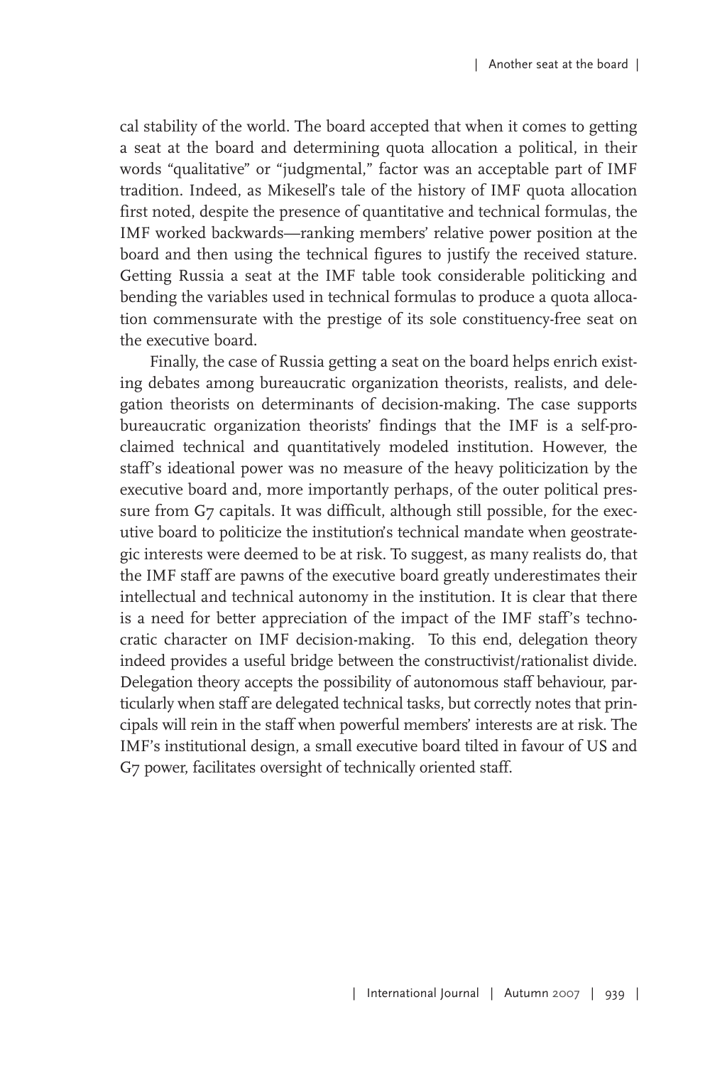cal stability of the world. The board accepted that when it comes to getting a seat at the board and determining quota allocation a political, in their words "qualitative" or "judgmental," factor was an acceptable part of IMF tradition. Indeed, as Mikesell's tale of the history of IMF quota allocation first noted, despite the presence of quantitative and technical formulas, the IMF worked backwards—ranking members' relative power position at the board and then using the technical figures to justify the received stature. Getting Russia a seat at the IMF table took considerable politicking and bending the variables used in technical formulas to produce a quota allocation commensurate with the prestige of its sole constituency-free seat on the executive board.

Finally, the case of Russia getting a seat on the board helps enrich existing debates among bureaucratic organization theorists, realists, and delegation theorists on determinants of decision-making. The case supports bureaucratic organization theorists' findings that the IMF is a self-proclaimed technical and quantitatively modeled institution. However, the staff's ideational power was no measure of the heavy politicization by the executive board and, more importantly perhaps, of the outer political pressure from G7 capitals. It was difficult, although still possible, for the executive board to politicize the institution's technical mandate when geostrategic interests were deemed to be at risk. To suggest, as many realists do, that the IMF staff are pawns of the executive board greatly underestimates their intellectual and technical autonomy in the institution. It is clear that there is a need for better appreciation of the impact of the IMF staff's technocratic character on IMF decision-making. To this end, delegation theory indeed provides a useful bridge between the constructivist/rationalist divide. Delegation theory accepts the possibility of autonomous staff behaviour, particularly when staff are delegated technical tasks, but correctly notes that principals will rein in the staff when powerful members' interests are at risk. The IMF's institutional design, a small executive board tilted in favour of US and G7 power, facilitates oversight of technically oriented staff.